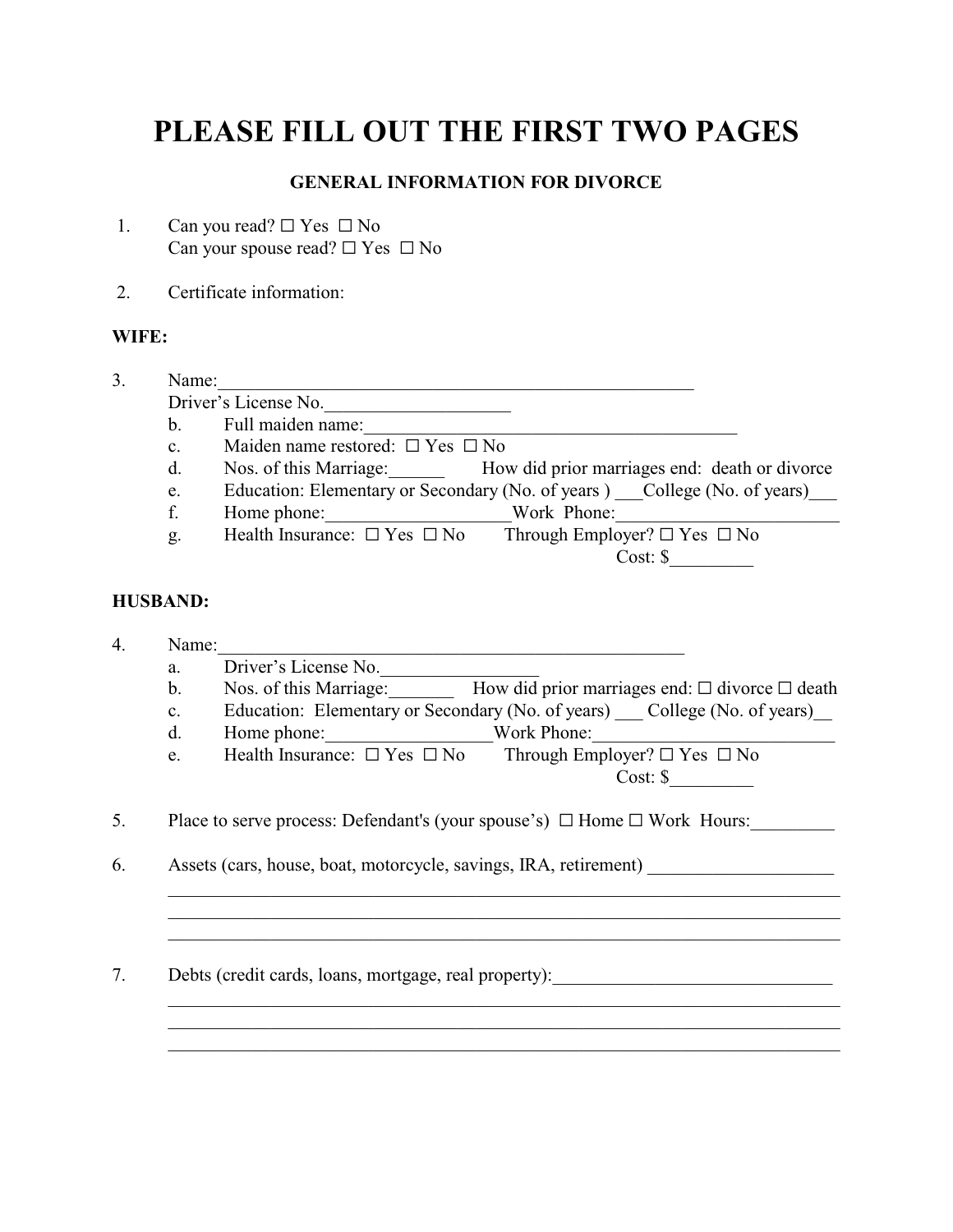# PLEASE FILL OUT THE FIRST TWO PAGES

### GENERAL INFORMATION FOR DIVORCE

1. Can you read? ☐ Yes ☐ No
   Can your spouse read? ☐ Yes ☐ No

2. Certificate information:

**WIFE:**

3. Name:_______________________________________________________
   Driver's License No.____________________
   b. Full maiden name:__________________________________________
   c. Maiden name restored: ☐ Yes ☐ No
   d. Nos. of this Marriage:______ How did prior marriages end: death or divorce
   e. Education: Elementary or Secondary (No. of years ) ___College (No. of years)___
   f. Home phone:___________________Work Phone:________________________
   g. Health Insurance: ☐ Yes ☐ No Through Employer? ☐ Yes ☐ No
   Cost: $_________

**HUSBAND:**

4. Name:______________________________________________________
   a. Driver's License No._________________
   b. Nos. of this Marriage:_______ How did prior marriages end: ☐ divorce ☐ death
   c. Education: Elementary or Secondary (No. of years) ___ College (No. of years)__
   d. Home phone:_________________Work Phone:__________________________
   e. Health Insurance: ☐ Yes ☐ No Through Employer? ☐ Yes ☐ No
   Cost: $_________

5. Place to serve process: Defendant's (your spouse's) ☐ Home ☐ Work Hours:_________

6. Assets (cars, house, boat, motorcycle, savings, IRA, retirement) ____________________
   ______________________________________________________________________________
   ______________________________________________________________________________
   ______________________________________________________________________________

7. Debts (credit cards, loans, mortgage, real property):______________________________
   ______________________________________________________________________________
   ______________________________________________________________________________
   ______________________________________________________________________________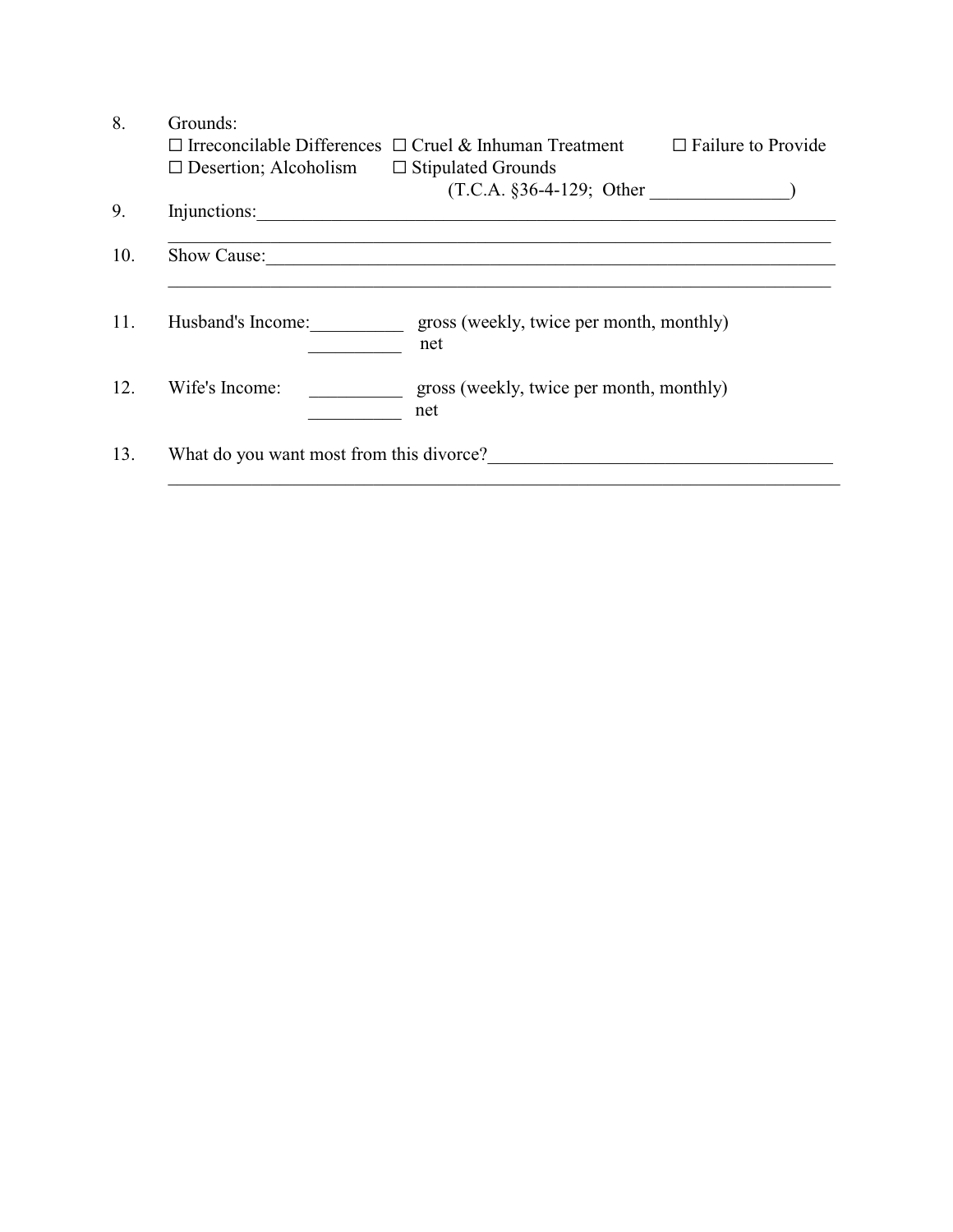8. Grounds:
   ☐ Irreconcilable Differences ☐ Cruel & Inhuman Treatment ☐ Failure to Provide
   ☐ Desertion; Alcoholism ☐ Stipulated Grounds
   (T.C.A. §36-4-129; Other _______________)

9. Injunctions:_______________________________________________________________
   _________________________________________________________________________

10. Show Cause:_______________________________________________________________
    _________________________________________________________________________

11. Husband's Income:__________ gross (weekly, twice per month, monthly)
    __________ net

12. Wife's Income: __________ gross (weekly, twice per month, monthly)
    __________ net

13. What do you want most from this divorce?_____________________________________
    _________________________________________________________________________